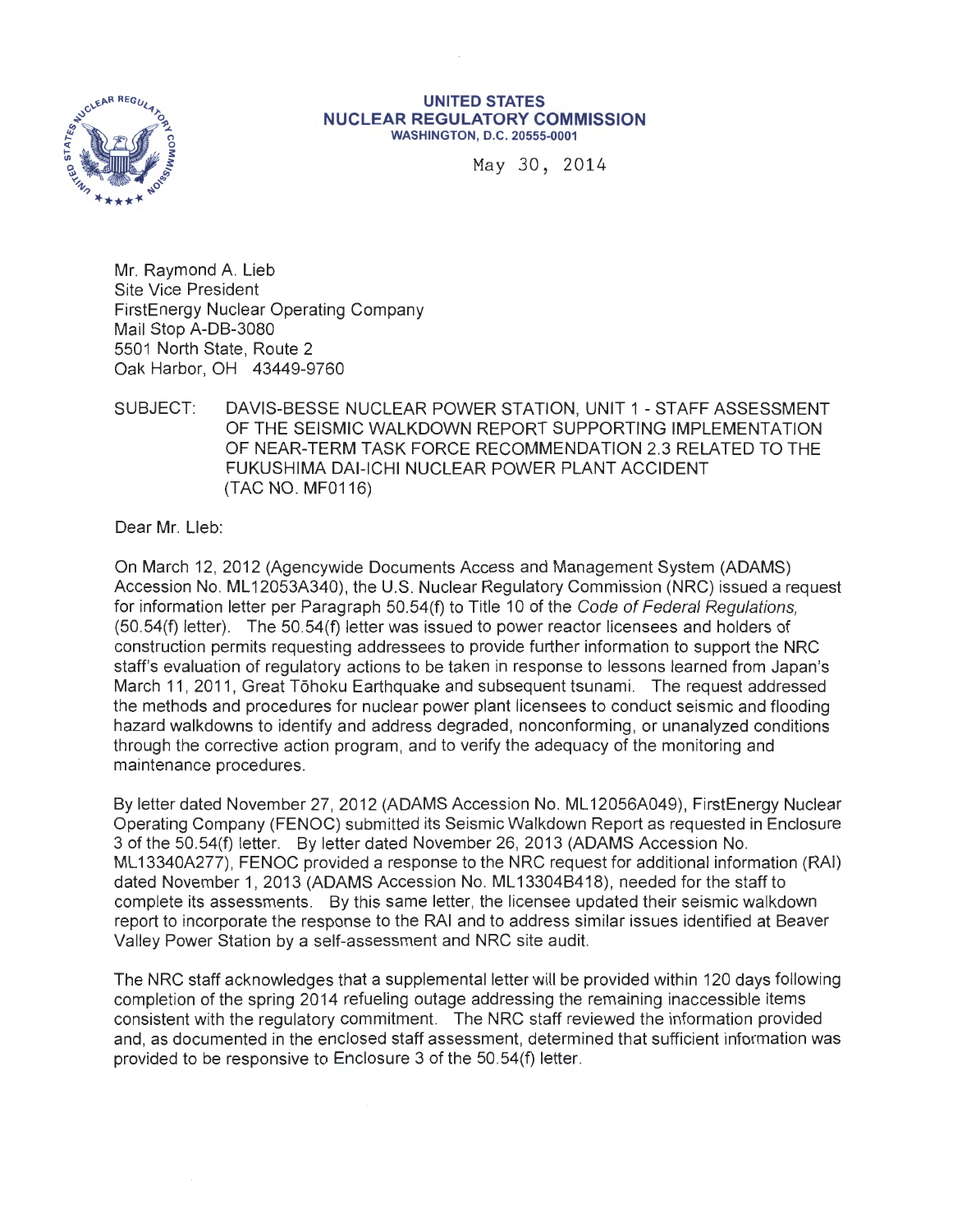**UNITED STATES**
**NUCLEAR REGULATORY COMMISSION**
**WASHINGTON, D.C. 20555-0001**

May 30, 2014

Mr. Raymond A. Lieb
Site Vice President
FirstEnergy Nuclear Operating Company
Mail Stop A-DB-3080
5501 North State, Route 2
Oak Harbor, OH 43449-9760

SUBJECT: DAVIS-BESSE NUCLEAR POWER STATION, UNIT 1 - STAFF ASSESSMENT OF THE SEISMIC WALKDOWN REPORT SUPPORTING IMPLEMENTATION OF NEAR-TERM TASK FORCE RECOMMENDATION 2.3 RELATED TO THE FUKUSHIMA DAI-ICHI NUCLEAR POWER PLANT ACCIDENT (TAC NO. MF0116)

Dear Mr. Lieb:

On March 12, 2012 (Agencywide Documents Access and Management System (ADAMS) Accession No. ML12053A340), the U.S. Nuclear Regulatory Commission (NRC) issued a request for information letter per Paragraph 50.54(f) to Title 10 of the *Code of Federal Regulations*, (50.54(f) letter). The 50.54(f) letter was issued to power reactor licensees and holders of construction permits requesting addressees to provide further information to support the NRC staff's evaluation of regulatory actions to be taken in response to lessons learned from Japan's March 11, 2011, Great Tōhoku Earthquake and subsequent tsunami. The request addressed the methods and procedures for nuclear power plant licensees to conduct seismic and flooding hazard walkdowns to identify and address degraded, nonconforming, or unanalyzed conditions through the corrective action program, and to verify the adequacy of the monitoring and maintenance procedures.

By letter dated November 27, 2012 (ADAMS Accession No. ML12056A049), FirstEnergy Nuclear Operating Company (FENOC) submitted its Seismic Walkdown Report as requested in Enclosure 3 of the 50.54(f) letter. By letter dated November 26, 2013 (ADAMS Accession No. ML13340A277), FENOC provided a response to the NRC request for additional information (RAI) dated November 1, 2013 (ADAMS Accession No. ML13304B418), needed for the staff to complete its assessments. By this same letter, the licensee updated their seismic walkdown report to incorporate the response to the RAI and to address similar issues identified at Beaver Valley Power Station by a self-assessment and NRC site audit.

The NRC staff acknowledges that a supplemental letter will be provided within 120 days following completion of the spring 2014 refueling outage addressing the remaining inaccessible items consistent with the regulatory commitment. The NRC staff reviewed the information provided and, as documented in the enclosed staff assessment, determined that sufficient information was provided to be responsive to Enclosure 3 of the 50.54(f) letter.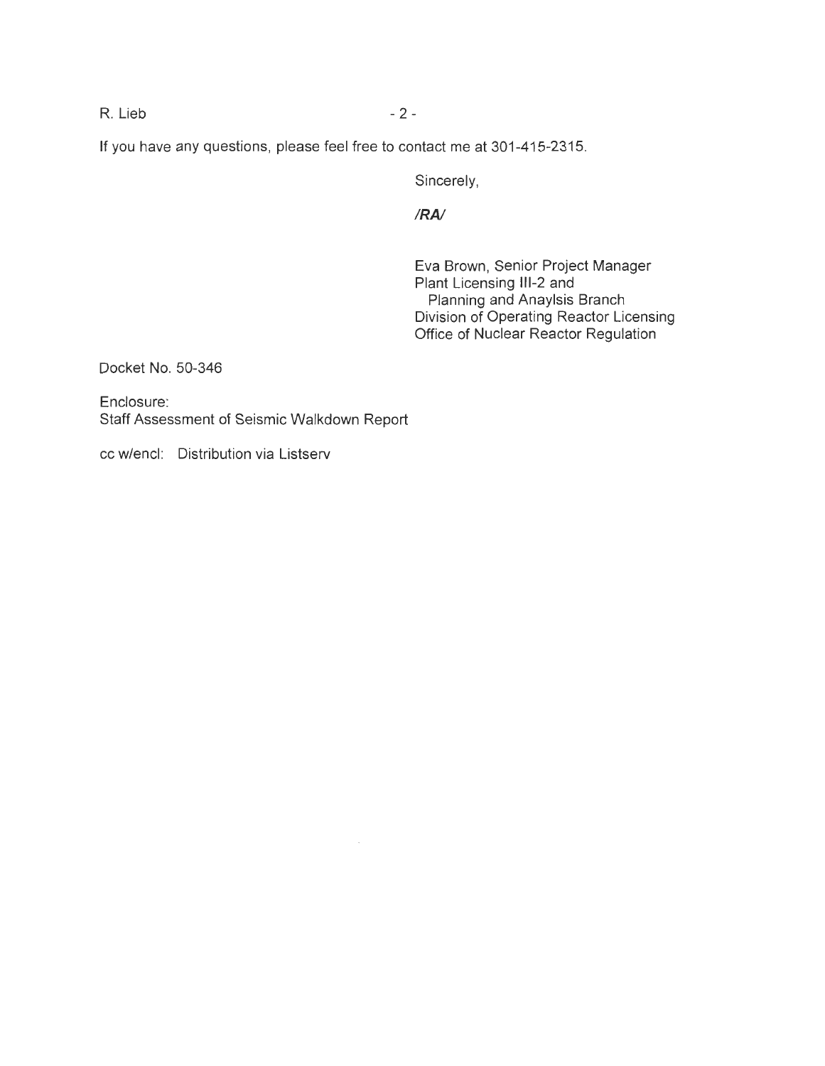If you have any questions, please feel free to contact me at 301-415-2315.

Sincerely,

***/RA/***

Eva Brown, Senior Project Manager
Plant Licensing III-2 and
Planning and Anaylsis Branch
Division of Operating Reactor Licensing
Office of Nuclear Reactor Regulation

Docket No. 50-346

Enclosure:
Staff Assessment of Seismic Walkdown Report

cc w/encl: Distribution via Listserv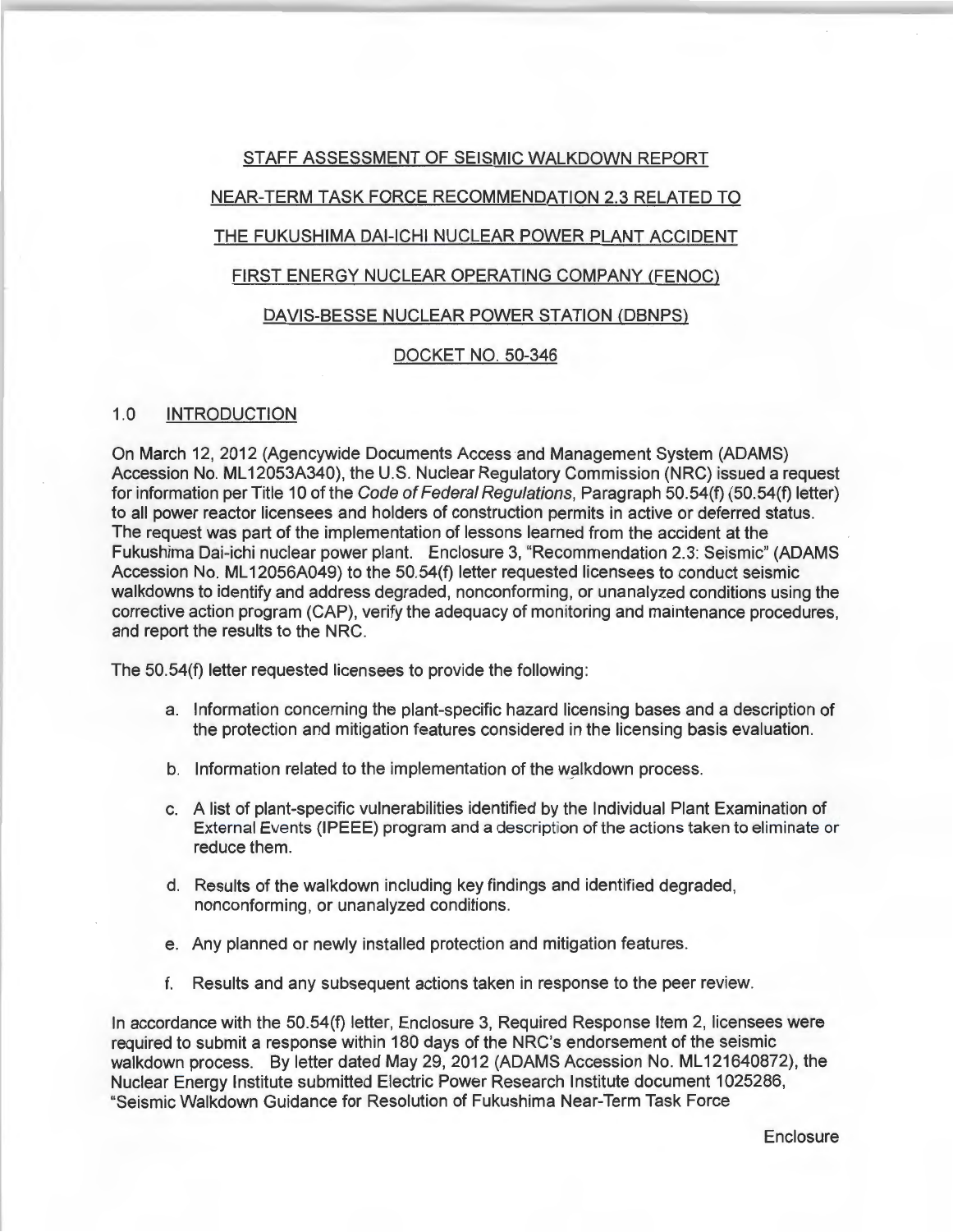STAFF ASSESSMENT OF SEISMIC WALKDOWN REPORT

NEAR-TERM TASK FORCE RECOMMENDATION 2.3 RELATED TO

THE FUKUSHIMA DAI-ICHI NUCLEAR POWER PLANT ACCIDENT

FIRST ENERGY NUCLEAR OPERATING COMPANY (FENOC)

DAVIS-BESSE NUCLEAR POWER STATION (DBNPS)

DOCKET NO. 50-346

## 1.0 INTRODUCTION

On March 12, 2012 (Agencywide Documents Access and Management System (ADAMS) Accession No. ML12053A340), the U.S. Nuclear Regulatory Commission (NRC) issued a request for information per Title 10 of the *Code of Federal Regulations*, Paragraph 50.54(f) (50.54(f) letter) to all power reactor licensees and holders of construction permits in active or deferred status. The request was part of the implementation of lessons learned from the accident at the Fukushima Dai-ichi nuclear power plant. Enclosure 3, "Recommendation 2.3: Seismic" (ADAMS Accession No. ML12056A049) to the 50.54(f) letter requested licensees to conduct seismic walkdowns to identify and address degraded, nonconforming, or unanalyzed conditions using the corrective action program (CAP), verify the adequacy of monitoring and maintenance procedures, and report the results to the NRC.

The 50.54(f) letter requested licensees to provide the following:

a. Information concerning the plant-specific hazard licensing bases and a description of the protection and mitigation features considered in the licensing basis evaluation.

b. Information related to the implementation of the walkdown process.

c. A list of plant-specific vulnerabilities identified by the Individual Plant Examination of External Events (IPEEE) program and a description of the actions taken to eliminate or reduce them.

d. Results of the walkdown including key findings and identified degraded, nonconforming, or unanalyzed conditions.

e. Any planned or newly installed protection and mitigation features.

f. Results and any subsequent actions taken in response to the peer review.

In accordance with the 50.54(f) letter, Enclosure 3, Required Response Item 2, licensees were required to submit a response within 180 days of the NRC's endorsement of the seismic walkdown process. By letter dated May 29, 2012 (ADAMS Accession No. ML121640872), the Nuclear Energy Institute submitted Electric Power Research Institute document 1025286, "Seismic Walkdown Guidance for Resolution of Fukushima Near-Term Task Force

Enclosure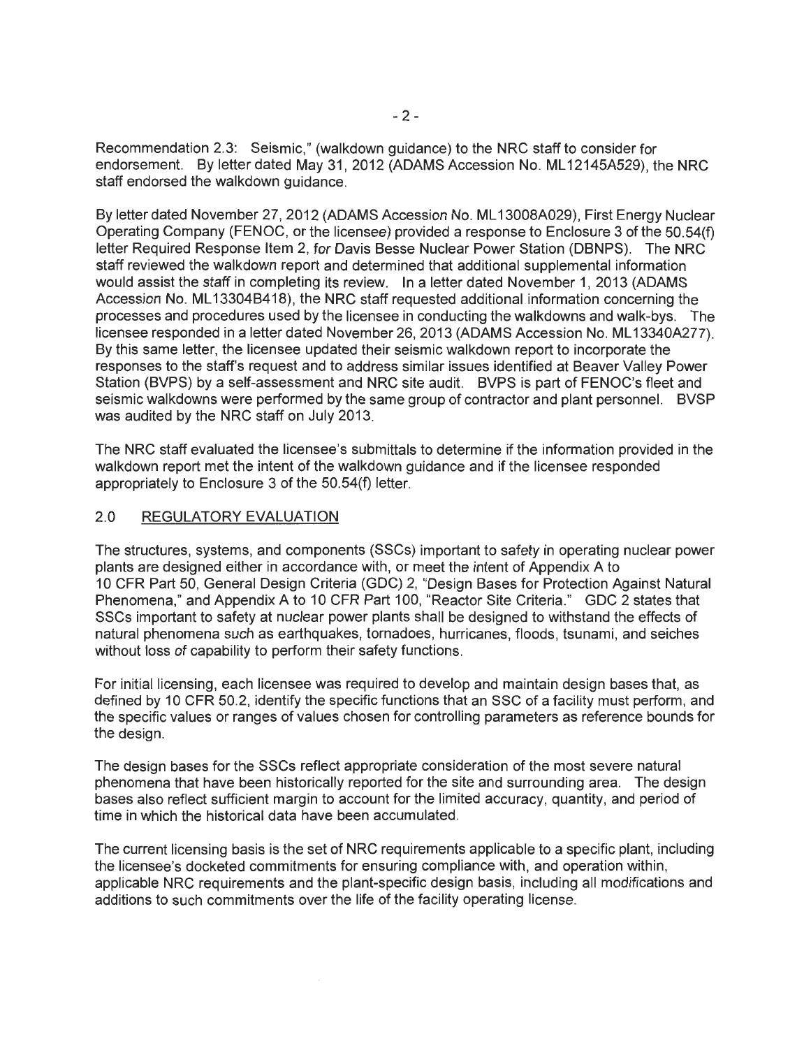Recommendation 2.3: Seismic," (walkdown guidance) to the NRC staff to consider for endorsement. By letter dated May 31, 2012 (ADAMS Accession No. ML12145A529), the NRC staff endorsed the walkdown guidance.

By letter dated November 27, 2012 (ADAMS Accession No. ML13008A029), First Energy Nuclear Operating Company (FENOC, or the licensee) provided a response to Enclosure 3 of the 50.54(f) letter Required Response Item 2, for Davis Besse Nuclear Power Station (DBNPS). The NRC staff reviewed the walkdown report and determined that additional supplemental information would assist the staff in completing its review. In a letter dated November 1, 2013 (ADAMS Accession No. ML13304B418), the NRC staff requested additional information concerning the processes and procedures used by the licensee in conducting the walkdowns and walk-bys. The licensee responded in a letter dated November 26, 2013 (ADAMS Accession No. ML13340A277). By this same letter, the licensee updated their seismic walkdown report to incorporate the responses to the staff's request and to address similar issues identified at Beaver Valley Power Station (BVPS) by a self-assessment and NRC site audit. BVPS is part of FENOC's fleet and seismic walkdowns were performed by the same group of contractor and plant personnel. BVSP was audited by the NRC staff on July 2013.

The NRC staff evaluated the licensee's submittals to determine if the information provided in the walkdown report met the intent of the walkdown guidance and if the licensee responded appropriately to Enclosure 3 of the 50.54(f) letter.

## 2.0 REGULATORY EVALUATION

The structures, systems, and components (SSCs) important to safety in operating nuclear power plants are designed either in accordance with, or meet the intent of Appendix A to 10 CFR Part 50, General Design Criteria (GDC) 2, "Design Bases for Protection Against Natural Phenomena," and Appendix A to 10 CFR Part 100, "Reactor Site Criteria." GDC 2 states that SSCs important to safety at nuclear power plants shall be designed to withstand the effects of natural phenomena such as earthquakes, tornadoes, hurricanes, floods, tsunami, and seiches without loss of capability to perform their safety functions.

For initial licensing, each licensee was required to develop and maintain design bases that, as defined by 10 CFR 50.2, identify the specific functions that an SSC of a facility must perform, and the specific values or ranges of values chosen for controlling parameters as reference bounds for the design.

The design bases for the SSCs reflect appropriate consideration of the most severe natural phenomena that have been historically reported for the site and surrounding area. The design bases also reflect sufficient margin to account for the limited accuracy, quantity, and period of time in which the historical data have been accumulated.

The current licensing basis is the set of NRC requirements applicable to a specific plant, including the licensee's docketed commitments for ensuring compliance with, and operation within, applicable NRC requirements and the plant-specific design basis, including all modifications and additions to such commitments over the life of the facility operating license.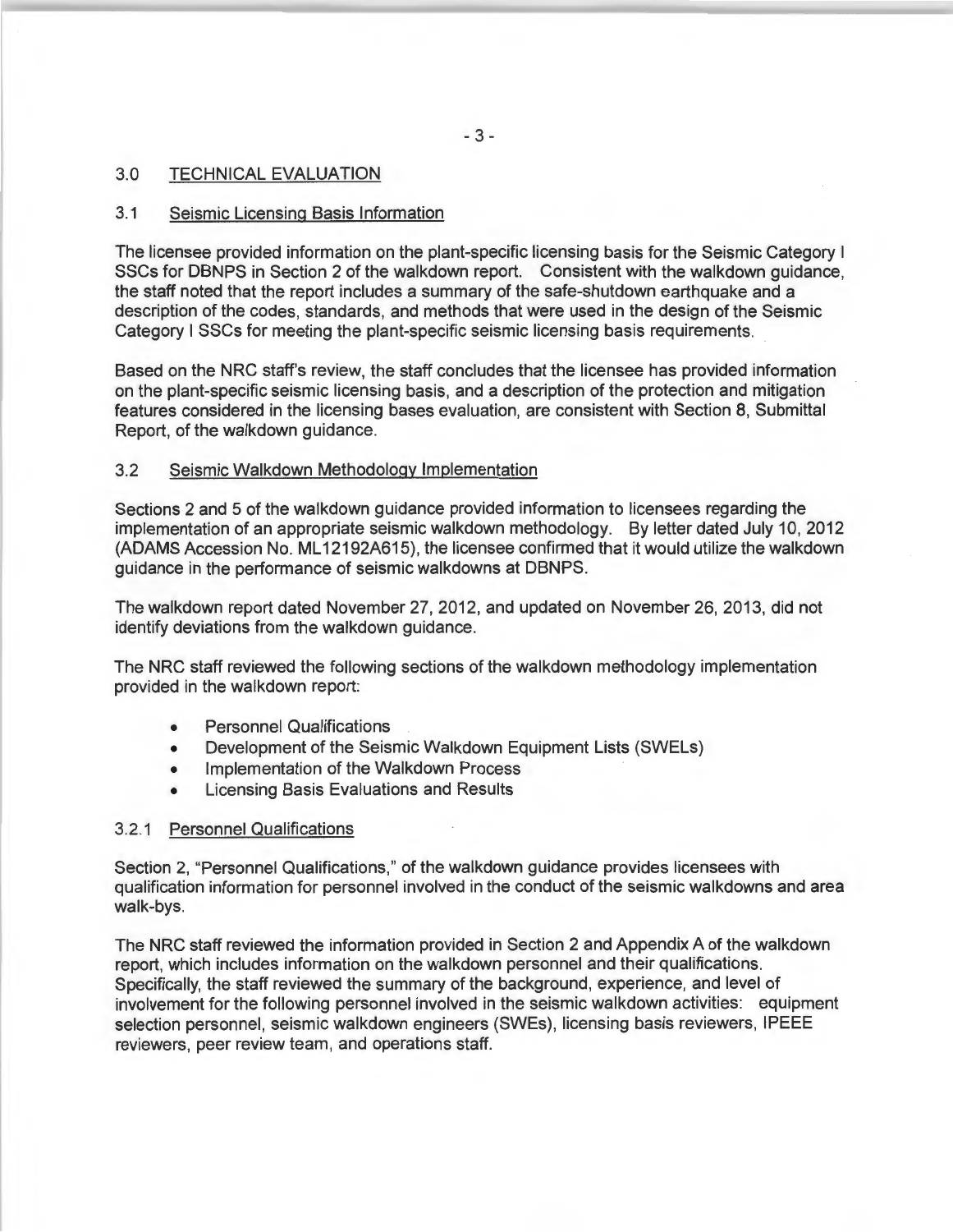## 3.0 TECHNICAL EVALUATION

### 3.1 Seismic Licensing Basis Information

The licensee provided information on the plant-specific licensing basis for the Seismic Category I SSCs for DBNPS in Section 2 of the walkdown report. Consistent with the walkdown guidance, the staff noted that the report includes a summary of the safe-shutdown earthquake and a description of the codes, standards, and methods that were used in the design of the Seismic Category I SSCs for meeting the plant-specific seismic licensing basis requirements.

Based on the NRC staff's review, the staff concludes that the licensee has provided information on the plant-specific seismic licensing basis, and a description of the protection and mitigation features considered in the licensing bases evaluation, are consistent with Section 8, Submittal Report, of the walkdown guidance.

### 3.2 Seismic Walkdown Methodology Implementation

Sections 2 and 5 of the walkdown guidance provided information to licensees regarding the implementation of an appropriate seismic walkdown methodology. By letter dated July 10, 2012 (ADAMS Accession No. ML12192A615), the licensee confirmed that it would utilize the walkdown guidance in the performance of seismic walkdowns at DBNPS.

The walkdown report dated November 27, 2012, and updated on November 26, 2013, did not identify deviations from the walkdown guidance.

The NRC staff reviewed the following sections of the walkdown methodology implementation provided in the walkdown report:

- Personnel Qualifications
- Development of the Seismic Walkdown Equipment Lists (SWELs)
- Implementation of the Walkdown Process
- Licensing Basis Evaluations and Results

#### 3.2.1 Personnel Qualifications

Section 2, "Personnel Qualifications," of the walkdown guidance provides licensees with qualification information for personnel involved in the conduct of the seismic walkdowns and area walk-bys.

The NRC staff reviewed the information provided in Section 2 and Appendix A of the walkdown report, which includes information on the walkdown personnel and their qualifications. Specifically, the staff reviewed the summary of the background, experience, and level of involvement for the following personnel involved in the seismic walkdown activities: equipment selection personnel, seismic walkdown engineers (SWEs), licensing basis reviewers, IPEEE reviewers, peer review team, and operations staff.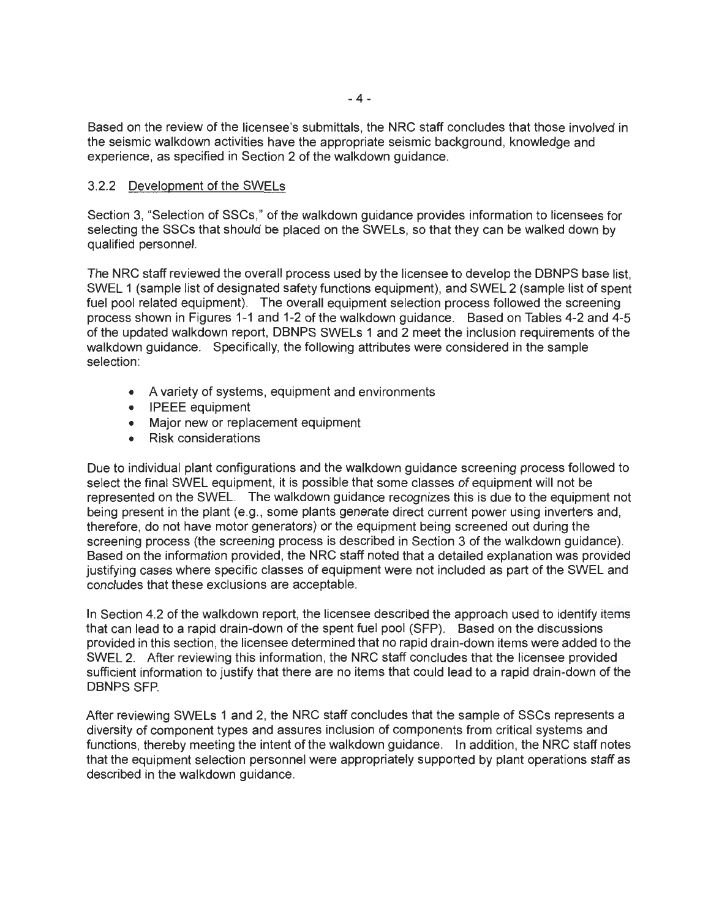Based on the review of the licensee's submittals, the NRC staff concludes that those involved in the seismic walkdown activities have the appropriate seismic background, knowledge and experience, as specified in Section 2 of the walkdown guidance.

### 3.2.2 Development of the SWELs

Section 3, "Selection of SSCs," of the walkdown guidance provides information to licensees for selecting the SSCs that should be placed on the SWELs, so that they can be walked down by qualified personnel.

The NRC staff reviewed the overall process used by the licensee to develop the DBNPS base list, SWEL 1 (sample list of designated safety functions equipment), and SWEL 2 (sample list of spent fuel pool related equipment). The overall equipment selection process followed the screening process shown in Figures 1-1 and 1-2 of the walkdown guidance. Based on Tables 4-2 and 4-5 of the updated walkdown report, DBNPS SWELs 1 and 2 meet the inclusion requirements of the walkdown guidance. Specifically, the following attributes were considered in the sample selection:

- A variety of systems, equipment and environments
- IPEEE equipment
- Major new or replacement equipment
- Risk considerations

Due to individual plant configurations and the walkdown guidance screening process followed to select the final SWEL equipment, it is possible that some classes of equipment will not be represented on the SWEL. The walkdown guidance recognizes this is due to the equipment not being present in the plant (e.g., some plants generate direct current power using inverters and, therefore, do not have motor generators) or the equipment being screened out during the screening process (the screening process is described in Section 3 of the walkdown guidance). Based on the information provided, the NRC staff noted that a detailed explanation was provided justifying cases where specific classes of equipment were not included as part of the SWEL and concludes that these exclusions are acceptable.

In Section 4.2 of the walkdown report, the licensee described the approach used to identify items that can lead to a rapid drain-down of the spent fuel pool (SFP). Based on the discussions provided in this section, the licensee determined that no rapid drain-down items were added to the SWEL 2. After reviewing this information, the NRC staff concludes that the licensee provided sufficient information to justify that there are no items that could lead to a rapid drain-down of the DBNPS SFP.

After reviewing SWELs 1 and 2, the NRC staff concludes that the sample of SSCs represents a diversity of component types and assures inclusion of components from critical systems and functions, thereby meeting the intent of the walkdown guidance. In addition, the NRC staff notes that the equipment selection personnel were appropriately supported by plant operations staff as described in the walkdown guidance.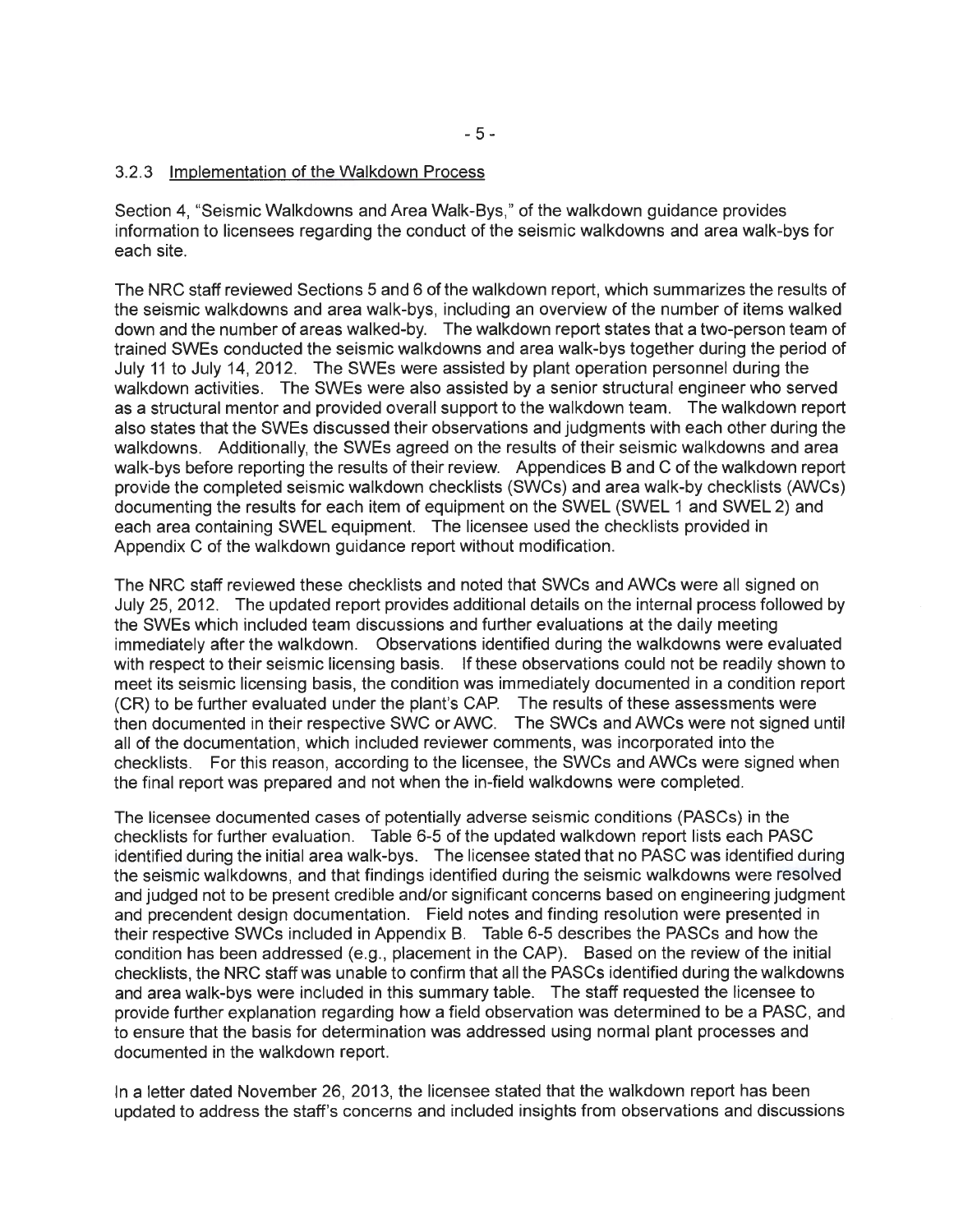### 3.2.3 Implementation of the Walkdown Process

Section 4, "Seismic Walkdowns and Area Walk-Bys," of the walkdown guidance provides information to licensees regarding the conduct of the seismic walkdowns and area walk-bys for each site.

The NRC staff reviewed Sections 5 and 6 of the walkdown report, which summarizes the results of the seismic walkdowns and area walk-bys, including an overview of the number of items walked down and the number of areas walked-by. The walkdown report states that a two-person team of trained SWEs conducted the seismic walkdowns and area walk-bys together during the period of July 11 to July 14, 2012. The SWEs were assisted by plant operation personnel during the walkdown activities. The SWEs were also assisted by a senior structural engineer who served as a structural mentor and provided overall support to the walkdown team. The walkdown report also states that the SWEs discussed their observations and judgments with each other during the walkdowns. Additionally, the SWEs agreed on the results of their seismic walkdowns and area walk-bys before reporting the results of their review. Appendices B and C of the walkdown report provide the completed seismic walkdown checklists (SWCs) and area walk-by checklists (AWCs) documenting the results for each item of equipment on the SWEL (SWEL 1 and SWEL 2) and each area containing SWEL equipment. The licensee used the checklists provided in Appendix C of the walkdown guidance report without modification.

The NRC staff reviewed these checklists and noted that SWCs and AWCs were all signed on July 25, 2012. The updated report provides additional details on the internal process followed by the SWEs which included team discussions and further evaluations at the daily meeting immediately after the walkdown. Observations identified during the walkdowns were evaluated with respect to their seismic licensing basis. If these observations could not be readily shown to meet its seismic licensing basis, the condition was immediately documented in a condition report (CR) to be further evaluated under the plant's CAP. The results of these assessments were then documented in their respective SWC or AWC. The SWCs and AWCs were not signed until all of the documentation, which included reviewer comments, was incorporated into the checklists. For this reason, according to the licensee, the SWCs and AWCs were signed when the final report was prepared and not when the in-field walkdowns were completed.

The licensee documented cases of potentially adverse seismic conditions (PASCs) in the checklists for further evaluation. Table 6-5 of the updated walkdown report lists each PASC identified during the initial area walk-bys. The licensee stated that no PASC was identified during the seismic walkdowns, and that findings identified during the seismic walkdowns were resolved and judged not to be present credible and/or significant concerns based on engineering judgment and precendent design documentation. Field notes and finding resolution were presented in their respective SWCs included in Appendix B. Table 6-5 describes the PASCs and how the condition has been addressed (e.g., placement in the CAP). Based on the review of the initial checklists, the NRC staff was unable to confirm that all the PASCs identified during the walkdowns and area walk-bys were included in this summary table. The staff requested the licensee to provide further explanation regarding how a field observation was determined to be a PASC, and to ensure that the basis for determination was addressed using normal plant processes and documented in the walkdown report.

In a letter dated November 26, 2013, the licensee stated that the walkdown report has been updated to address the staff's concerns and included insights from observations and discussions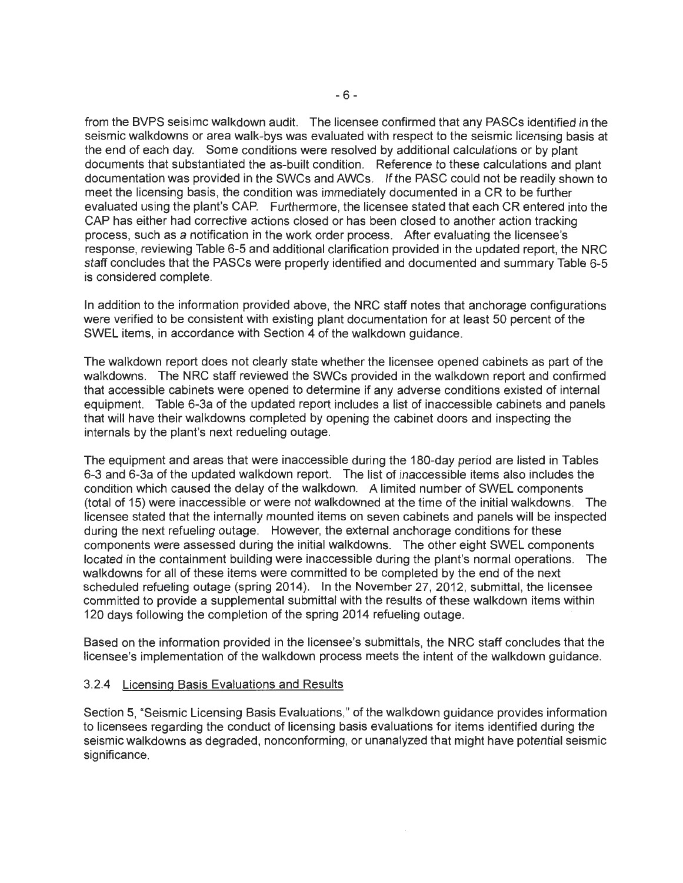from the BVPS seisimc walkdown audit. The licensee confirmed that any PASCs identified in the seismic walkdowns or area walk-bys was evaluated with respect to the seismic licensing basis at the end of each day. Some conditions were resolved by additional calculations or by plant documents that substantiated the as-built condition. Reference to these calculations and plant documentation was provided in the SWCs and AWCs. If the PASC could not be readily shown to meet the licensing basis, the condition was immediately documented in a CR to be further evaluated using the plant's CAP. Furthermore, the licensee stated that each CR entered into the CAP has either had corrective actions closed or has been closed to another action tracking process, such as a notification in the work order process. After evaluating the licensee's response, reviewing Table 6-5 and additional clarification provided in the updated report, the NRC staff concludes that the PASCs were properly identified and documented and summary Table 6-5 is considered complete.

In addition to the information provided above, the NRC staff notes that anchorage configurations were verified to be consistent with existing plant documentation for at least 50 percent of the SWEL items, in accordance with Section 4 of the walkdown guidance.

The walkdown report does not clearly state whether the licensee opened cabinets as part of the walkdowns. The NRC staff reviewed the SWCs provided in the walkdown report and confirmed that accessible cabinets were opened to determine if any adverse conditions existed of internal equipment. Table 6-3a of the updated report includes a list of inaccessible cabinets and panels that will have their walkdowns completed by opening the cabinet doors and inspecting the internals by the plant's next redueling outage.

The equipment and areas that were inaccessible during the 180-day period are listed in Tables 6-3 and 6-3a of the updated walkdown report. The list of inaccessible items also includes the condition which caused the delay of the walkdown. A limited number of SWEL components (total of 15) were inaccessible or were not walkdowned at the time of the initial walkdowns. The licensee stated that the internally mounted items on seven cabinets and panels will be inspected during the next refueling outage. However, the external anchorage conditions for these components were assessed during the initial walkdowns. The other eight SWEL components located in the containment building were inaccessible during the plant's normal operations. The walkdowns for all of these items were committed to be completed by the end of the next scheduled refueling outage (spring 2014). In the November 27, 2012, submittal, the licensee committed to provide a supplemental submittal with the results of these walkdown items within 120 days following the completion of the spring 2014 refueling outage.

Based on the information provided in the licensee's submittals, the NRC staff concludes that the licensee's implementation of the walkdown process meets the intent of the walkdown guidance.

### 3.2.4 Licensing Basis Evaluations and Results

Section 5, "Seismic Licensing Basis Evaluations," of the walkdown guidance provides information to licensees regarding the conduct of licensing basis evaluations for items identified during the seismic walkdowns as degraded, nonconforming, or unanalyzed that might have potential seismic significance.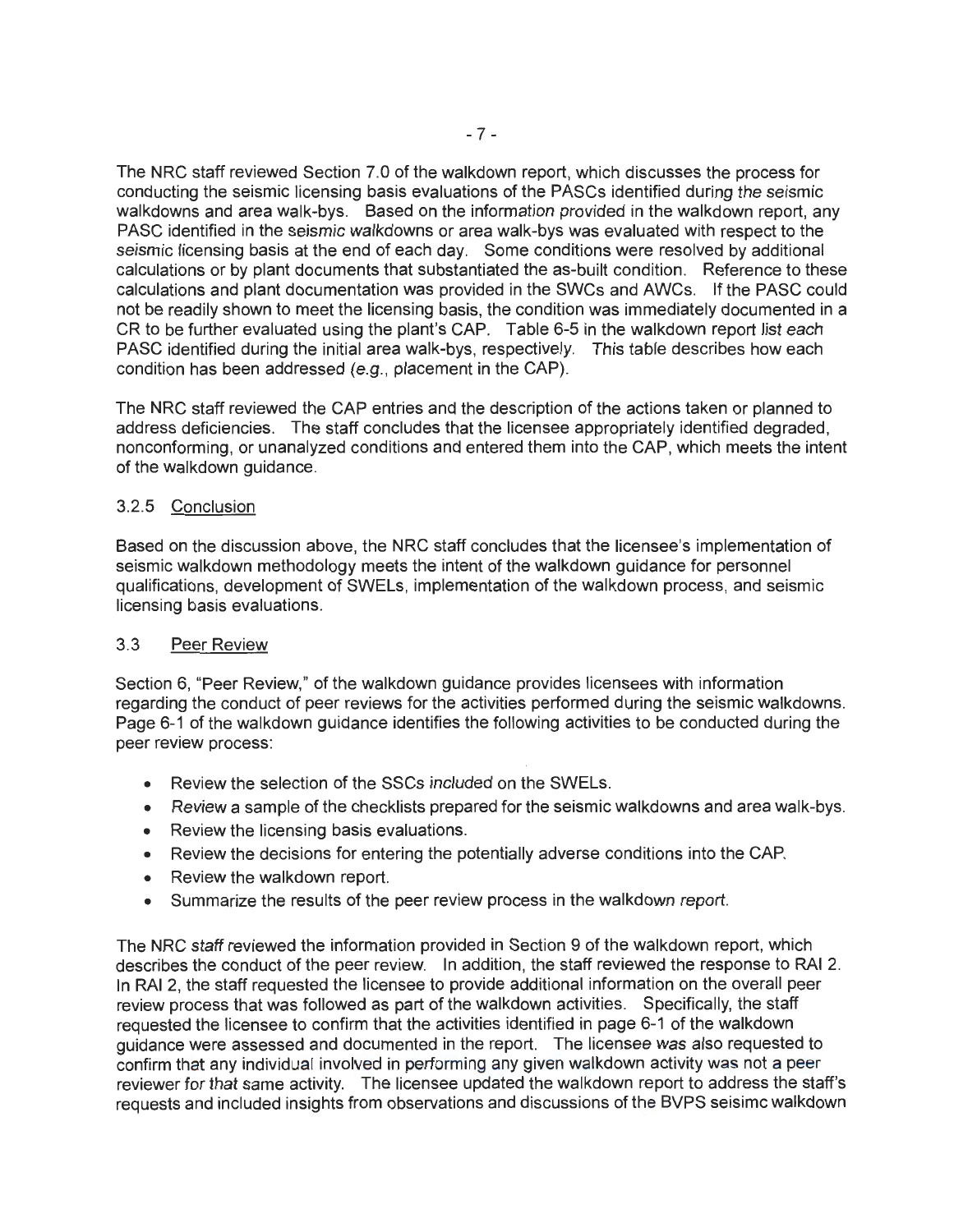The NRC staff reviewed Section 7.0 of the walkdown report, which discusses the process for conducting the seismic licensing basis evaluations of the PASCs identified during the seismic walkdowns and area walk-bys. Based on the information provided in the walkdown report, any PASC identified in the seismic walkdowns or area walk-bys was evaluated with respect to the seismic licensing basis at the end of each day. Some conditions were resolved by additional calculations or by plant documents that substantiated the as-built condition. Reference to these calculations and plant documentation was provided in the SWCs and AWCs. If the PASC could not be readily shown to meet the licensing basis, the condition was immediately documented in a CR to be further evaluated using the plant's CAP. Table 6-5 in the walkdown report list each PASC identified during the initial area walk-bys, respectively. This table describes how each condition has been addressed (*e.g.*, placement in the CAP).

The NRC staff reviewed the CAP entries and the description of the actions taken or planned to address deficiencies. The staff concludes that the licensee appropriately identified degraded, nonconforming, or unanalyzed conditions and entered them into the CAP, which meets the intent of the walkdown guidance.

### 3.2.5 Conclusion

Based on the discussion above, the NRC staff concludes that the licensee's implementation of seismic walkdown methodology meets the intent of the walkdown guidance for personnel qualifications, development of SWELs, implementation of the walkdown process, and seismic licensing basis evaluations.

## 3.3 Peer Review

Section 6, "Peer Review," of the walkdown guidance provides licensees with information regarding the conduct of peer reviews for the activities performed during the seismic walkdowns. Page 6-1 of the walkdown guidance identifies the following activities to be conducted during the peer review process:

- Review the selection of the SSCs included on the SWELs.
- Review a sample of the checklists prepared for the seismic walkdowns and area walk-bys.
- Review the licensing basis evaluations.
- Review the decisions for entering the potentially adverse conditions into the CAP.
- Review the walkdown report.
- Summarize the results of the peer review process in the walkdown report.

The NRC staff reviewed the information provided in Section 9 of the walkdown report, which describes the conduct of the peer review. In addition, the staff reviewed the response to RAI 2. In RAI 2, the staff requested the licensee to provide additional information on the overall peer review process that was followed as part of the walkdown activities. Specifically, the staff requested the licensee to confirm that the activities identified in page 6-1 of the walkdown guidance were assessed and documented in the report. The licensee was also requested to confirm that any individual involved in performing any given walkdown activity was not a peer reviewer for that same activity. The licensee updated the walkdown report to address the staff's requests and included insights from observations and discussions of the BVPS seisimc walkdown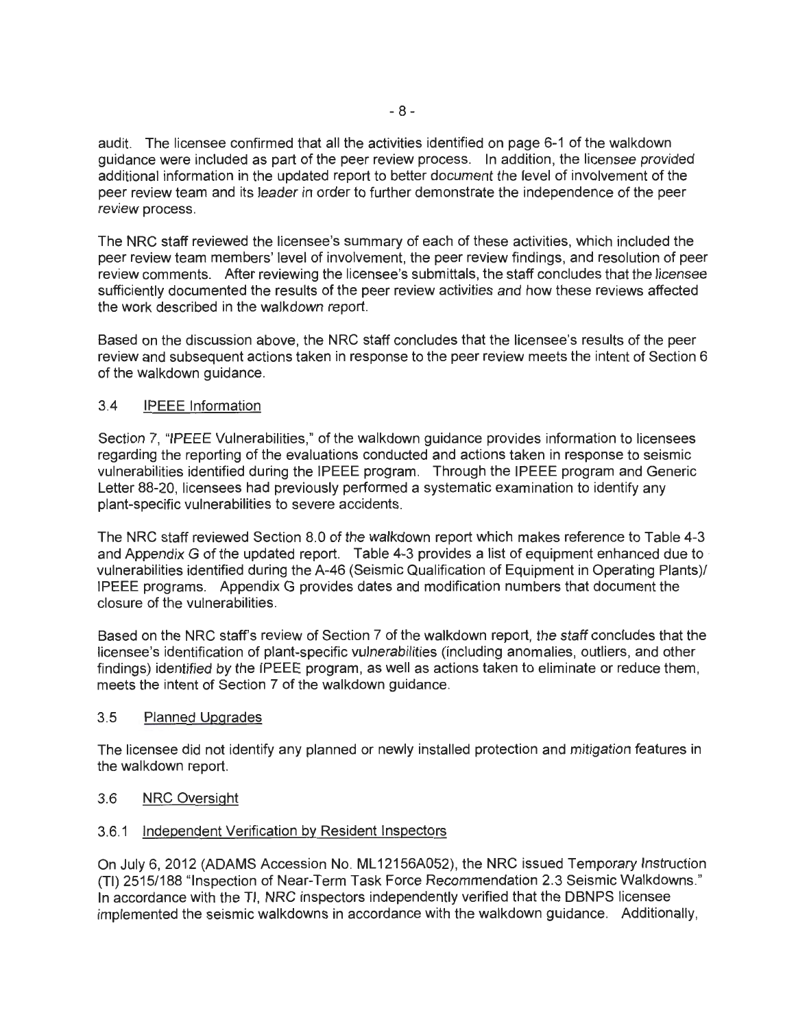audit. The licensee confirmed that all the activities identified on page 6-1 of the walkdown guidance were included as part of the peer review process. In addition, the licensee provided additional information in the updated report to better document the level of involvement of the peer review team and its leader in order to further demonstrate the independence of the peer review process.

The NRC staff reviewed the licensee's summary of each of these activities, which included the peer review team members' level of involvement, the peer review findings, and resolution of peer review comments. After reviewing the licensee's submittals, the staff concludes that the licensee sufficiently documented the results of the peer review activities and how these reviews affected the work described in the walkdown report.

Based on the discussion above, the NRC staff concludes that the licensee's results of the peer review and subsequent actions taken in response to the peer review meets the intent of Section 6 of the walkdown guidance.

### 3.4 IPEEE Information

Section 7, "IPEEE Vulnerabilities," of the walkdown guidance provides information to licensees regarding the reporting of the evaluations conducted and actions taken in response to seismic vulnerabilities identified during the IPEEE program. Through the IPEEE program and Generic Letter 88-20, licensees had previously performed a systematic examination to identify any plant-specific vulnerabilities to severe accidents.

The NRC staff reviewed Section 8.0 of the walkdown report which makes reference to Table 4-3 and Appendix G of the updated report. Table 4-3 provides a list of equipment enhanced due to vulnerabilities identified during the A-46 (Seismic Qualification of Equipment in Operating Plants)/ IPEEE programs. Appendix G provides dates and modification numbers that document the closure of the vulnerabilities.

Based on the NRC staff's review of Section 7 of the walkdown report, the staff concludes that the licensee's identification of plant-specific vulnerabilities (including anomalies, outliers, and other findings) identified by the IPEEE program, as well as actions taken to eliminate or reduce them, meets the intent of Section 7 of the walkdown guidance.

### 3.5 Planned Upgrades

The licensee did not identify any planned or newly installed protection and mitigation features in the walkdown report.

### 3.6 NRC Oversight

#### 3.6.1 Independent Verification by Resident Inspectors

On July 6, 2012 (ADAMS Accession No. ML12156A052), the NRC issued Temporary Instruction (TI) 2515/188 "Inspection of Near-Term Task Force Recommendation 2.3 Seismic Walkdowns." In accordance with the TI, NRC inspectors independently verified that the DBNPS licensee implemented the seismic walkdowns in accordance with the walkdown guidance. Additionally,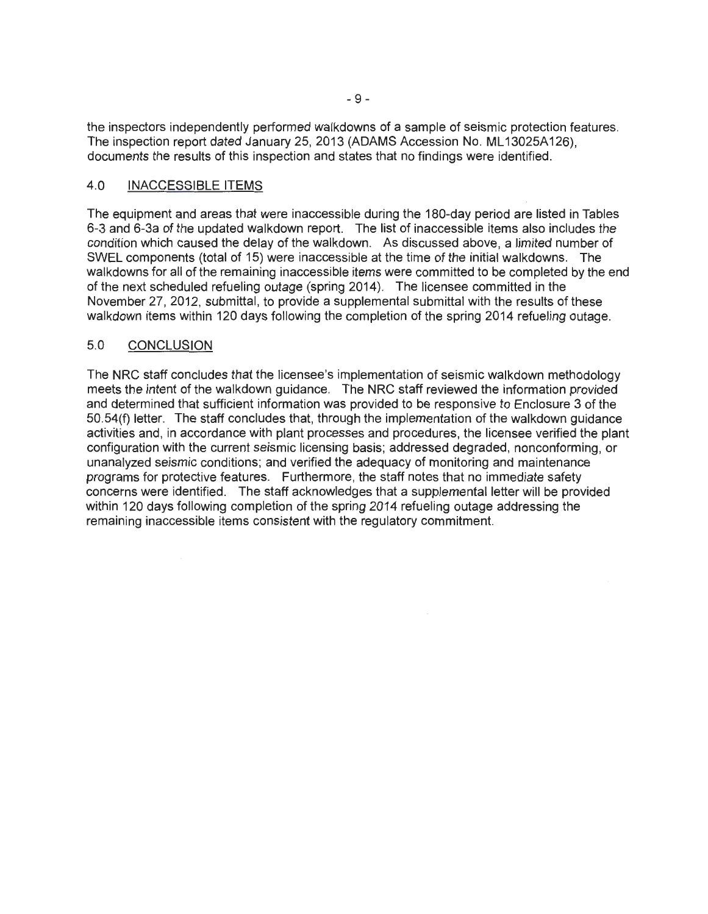the inspectors independently performed walkdowns of a sample of seismic protection features. The inspection report dated January 25, 2013 (ADAMS Accession No. ML13025A126), documents the results of this inspection and states that no findings were identified.

## 4.0 INACCESSIBLE ITEMS

The equipment and areas that were inaccessible during the 180-day period are listed in Tables 6-3 and 6-3a of the updated walkdown report. The list of inaccessible items also includes the condition which caused the delay of the walkdown. As discussed above, a limited number of SWEL components (total of 15) were inaccessible at the time of the initial walkdowns. The walkdowns for all of the remaining inaccessible items were committed to be completed by the end of the next scheduled refueling outage (spring 2014). The licensee committed in the November 27, 2012, submittal, to provide a supplemental submittal with the results of these walkdown items within 120 days following the completion of the spring 2014 refueling outage.

## 5.0 CONCLUSION

The NRC staff concludes that the licensee's implementation of seismic walkdown methodology meets the intent of the walkdown guidance. The NRC staff reviewed the information provided and determined that sufficient information was provided to be responsive to Enclosure 3 of the 50.54(f) letter. The staff concludes that, through the implementation of the walkdown guidance activities and, in accordance with plant processes and procedures, the licensee verified the plant configuration with the current seismic licensing basis; addressed degraded, nonconforming, or unanalyzed seismic conditions; and verified the adequacy of monitoring and maintenance programs for protective features. Furthermore, the staff notes that no immediate safety concerns were identified. The staff acknowledges that a supplemental letter will be provided within 120 days following completion of the spring 2014 refueling outage addressing the remaining inaccessible items consistent with the regulatory commitment.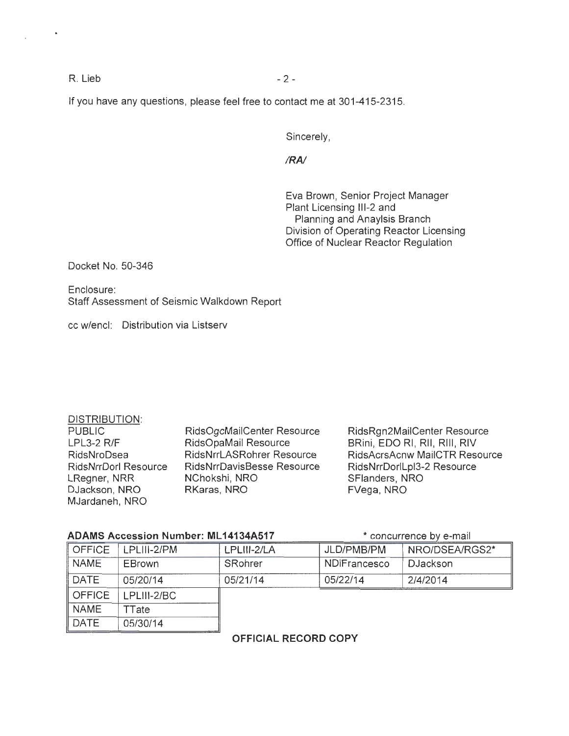If you have any questions, please feel free to contact me at 301-415-2315.

Sincerely,

*/RA/*

Eva Brown, Senior Project Manager
Plant Licensing III-2 and
Planning and Anaylsis Branch
Division of Operating Reactor Licensing
Office of Nuclear Reactor Regulation

Docket No. 50-346

Enclosure:
Staff Assessment of Seismic Walkdown Report

cc w/encl: Distribution via Listserv

DISTRIBUTION:
PUBLIC
LPL3-2 R/F
RidsNroDsea
RidsNrrDorl Resource
LRegner, NRR
DJackson, NRO
MJardaneh, NRO
RidsOgcMailCenter Resource
RidsOpaMail Resource
RidsNrrLASRohrer Resource
RidsNrrDavisBesse Resource
NChokshi, NRO
RKaras, NRO
RidsRgn2MailCenter Resource
BRini, EDO RI, RII, RIII, RIV
RidsAcrsAcnw MailCTR Resource
RidsNrrDorlLpl3-2 Resource
SFlanders, NRO
FVega, NRO

**ADAMS Accession Number: ML14134A517** * concurrence by e-mail

| | | | | |
|---|---|---|---|---|
| OFFICE | LPLIII-2/PM | LPLIII-2/LA | JLD/PMB/PM | NRO/DSEA/RGS2* |
| NAME | EBrown | SRohrer | NDiFrancesco | DJackson |
| DATE | 05/20/14 | 05/21/14 | 05/22/14 | 2/4/2014 |
| OFFICE | LPLIII-2/BC | | | |
| NAME | TTate | | | |
| DATE | 05/30/14 | | | |

**OFFICIAL RECORD COPY**